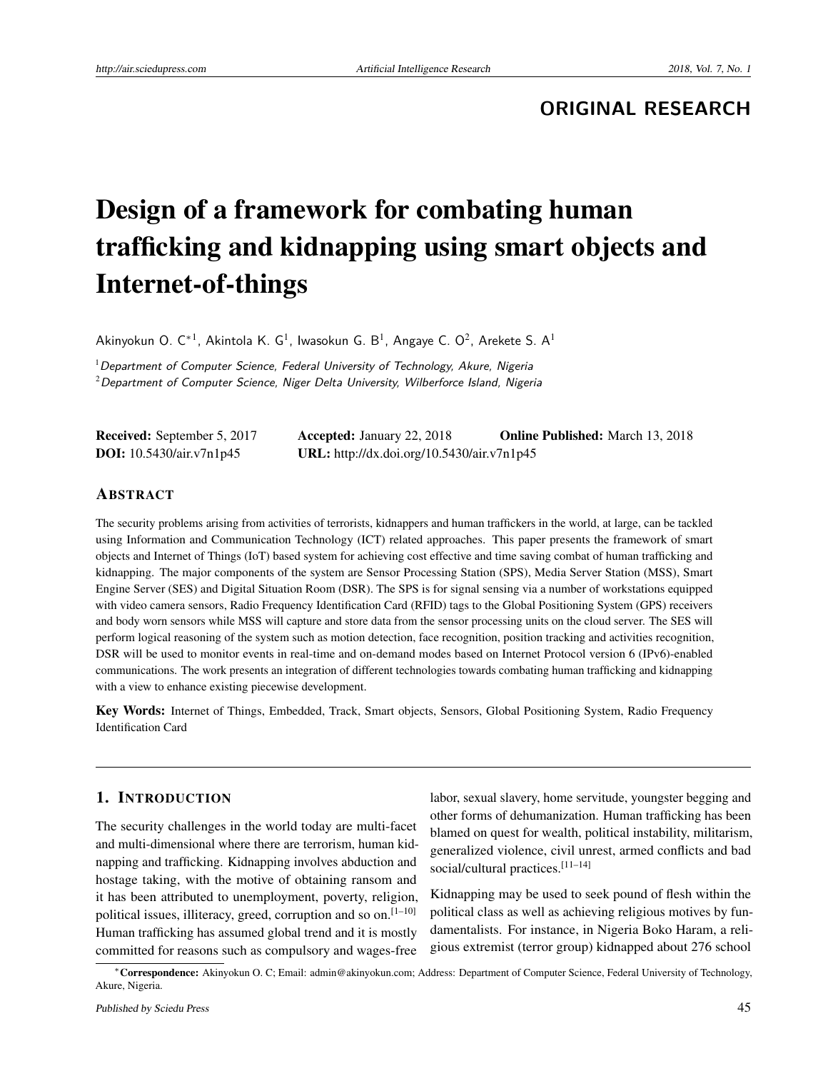ORIGINAL RESEARCH

# Design of a framework for combating human trafficking and kidnapping using smart objects and Internet-of-things

Akinyokun O. C*[1], Akintola K. G[1], Iwasokun G. B[1], Angaye C. O[2], Arekete S. A[1]

[1] *Department of Computer Science, Federal University of Technology, Akure, Nigeria*
[2] *Department of Computer Science, Niger Delta University, Wilberforce Island, Nigeria*

**Received:** September 5, 2017 **Accepted:** January 22, 2018 **Online Published:** March 13, 2018
**DOI:** 10.5430/air.v7n1p45 **URL:** http://dx.doi.org/10.5430/air.v7n1p45

## ABSTRACT

The security problems arising from activities of terrorists, kidnappers and human traffickers in the world, at large, can be tackled using Information and Communication Technology (ICT) related approaches. This paper presents the framework of smart objects and Internet of Things (IoT) based system for achieving cost effective and time saving combat of human trafficking and kidnapping. The major components of the system are Sensor Processing Station (SPS), Media Server Station (MSS), Smart Engine Server (SES) and Digital Situation Room (DSR). The SPS is for signal sensing via a number of workstations equipped with video camera sensors, Radio Frequency Identification Card (RFID) tags to the Global Positioning System (GPS) receivers and body worn sensors while MSS will capture and store data from the sensor processing units on the cloud server. The SES will perform logical reasoning of the system such as motion detection, face recognition, position tracking and activities recognition, DSR will be used to monitor events in real-time and on-demand modes based on Internet Protocol version 6 (IPv6)-enabled communications. The work presents an integration of different technologies towards combating human trafficking and kidnapping with a view to enhance existing piecewise development.

**Key Words:** Internet of Things, Embedded, Track, Smart objects, Sensors, Global Positioning System, Radio Frequency Identification Card

## 1. INTRODUCTION

The security challenges in the world today are multi-facet and multi-dimensional where there are terrorism, human kidnapping and trafficking. Kidnapping involves abduction and hostage taking, with the motive of obtaining ransom and it has been attributed to unemployment, poverty, religion, political issues, illiteracy, greed, corruption and so on.[1–10] Human trafficking has assumed global trend and it is mostly committed for reasons such as compulsory and wages-free labor, sexual slavery, home servitude, youngster begging and other forms of dehumanization. Human trafficking has been blamed on quest for wealth, political instability, militarism, generalized violence, civil unrest, armed conflicts and bad social/cultural practices.[11–14]

Kidnapping may be used to seek pound of flesh within the political class as well as achieving religious motives by fundamentalists. For instance, in Nigeria Boko Haram, a religious extremist (terror group) kidnapped about 276 school

*Correspondence: Akinyokun O. C; Email: admin@akinyokun.com; Address: Department of Computer Science, Federal University of Technology, Akure, Nigeria.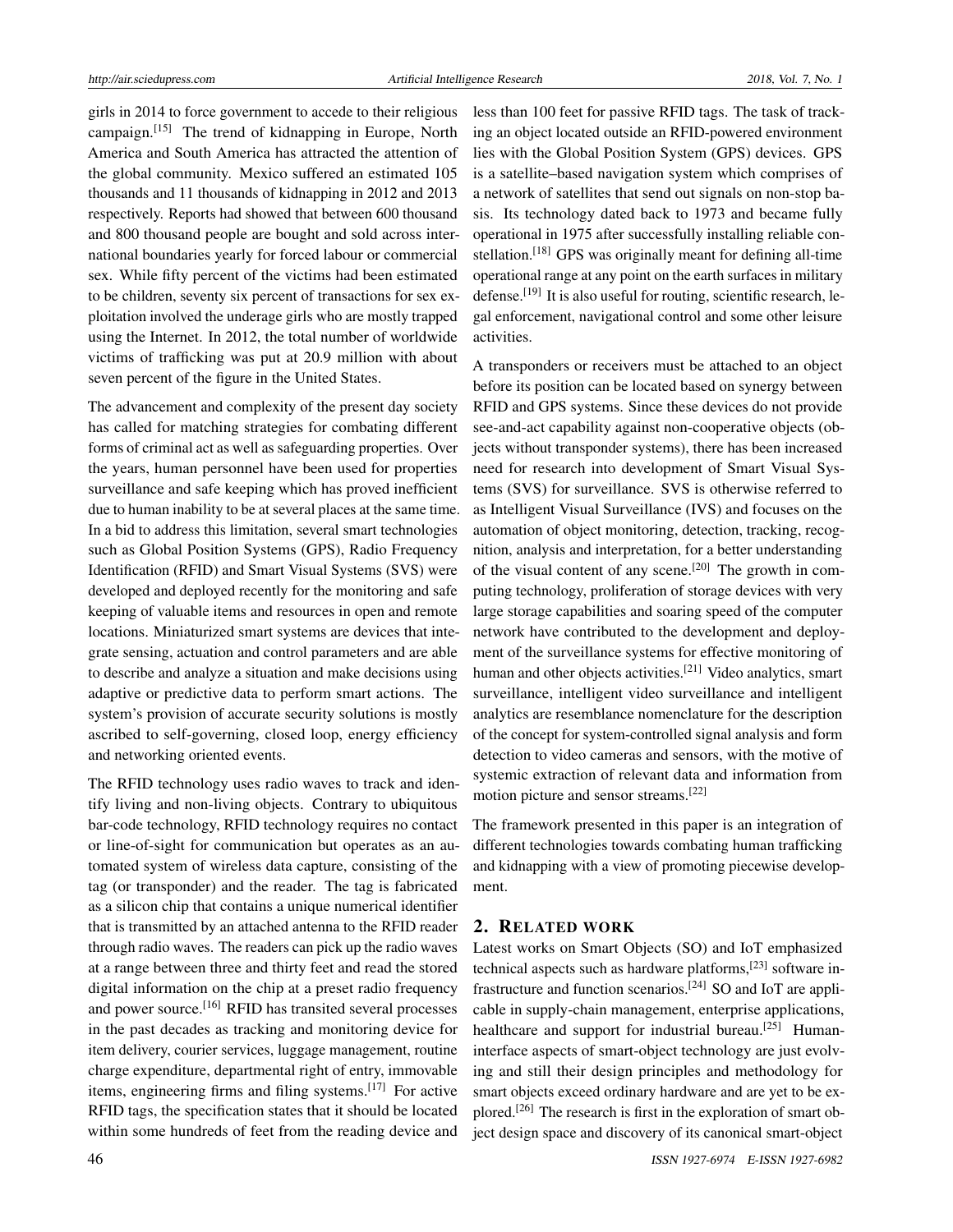girls in 2014 to force government to accede to their religious campaign.[15] The trend of kidnapping in Europe, North America and South America has attracted the attention of the global community. Mexico suffered an estimated 105 thousands and 11 thousands of kidnapping in 2012 and 2013 respectively. Reports had showed that between 600 thousand and 800 thousand people are bought and sold across international boundaries yearly for forced labour or commercial sex. While fifty percent of the victims had been estimated to be children, seventy six percent of transactions for sex exploitation involved the underage girls who are mostly trapped using the Internet. In 2012, the total number of worldwide victims of trafficking was put at 20.9 million with about seven percent of the figure in the United States.

The advancement and complexity of the present day society has called for matching strategies for combating different forms of criminal act as well as safeguarding properties. Over the years, human personnel have been used for properties surveillance and safe keeping which has proved inefficient due to human inability to be at several places at the same time. In a bid to address this limitation, several smart technologies such as Global Position Systems (GPS), Radio Frequency Identification (RFID) and Smart Visual Systems (SVS) were developed and deployed recently for the monitoring and safe keeping of valuable items and resources in open and remote locations. Miniaturized smart systems are devices that integrate sensing, actuation and control parameters and are able to describe and analyze a situation and make decisions using adaptive or predictive data to perform smart actions. The system's provision of accurate security solutions is mostly ascribed to self-governing, closed loop, energy efficiency and networking oriented events.

The RFID technology uses radio waves to track and identify living and non-living objects. Contrary to ubiquitous bar-code technology, RFID technology requires no contact or line-of-sight for communication but operates as an automated system of wireless data capture, consisting of the tag (or transponder) and the reader. The tag is fabricated as a silicon chip that contains a unique numerical identifier that is transmitted by an attached antenna to the RFID reader through radio waves. The readers can pick up the radio waves at a range between three and thirty feet and read the stored digital information on the chip at a preset radio frequency and power source.[16] RFID has transited several processes in the past decades as tracking and monitoring device for item delivery, courier services, luggage management, routine charge expenditure, departmental right of entry, immovable items, engineering firms and filing systems.[17] For active RFID tags, the specification states that it should be located within some hundreds of feet from the reading device and less than 100 feet for passive RFID tags. The task of tracking an object located outside an RFID-powered environment lies with the Global Position System (GPS) devices. GPS is a satellite–based navigation system which comprises of a network of satellites that send out signals on non-stop basis. Its technology dated back to 1973 and became fully operational in 1975 after successfully installing reliable constellation.[18] GPS was originally meant for defining all-time operational range at any point on the earth surfaces in military defense.[19] It is also useful for routing, scientific research, legal enforcement, navigational control and some other leisure activities.

A transponders or receivers must be attached to an object before its position can be located based on synergy between RFID and GPS systems. Since these devices do not provide see-and-act capability against non-cooperative objects (objects without transponder systems), there has been increased need for research into development of Smart Visual Systems (SVS) for surveillance. SVS is otherwise referred to as Intelligent Visual Surveillance (IVS) and focuses on the automation of object monitoring, detection, tracking, recognition, analysis and interpretation, for a better understanding of the visual content of any scene.[20] The growth in computing technology, proliferation of storage devices with very large storage capabilities and soaring speed of the computer network have contributed to the development and deployment of the surveillance systems for effective monitoring of human and other objects activities.[21] Video analytics, smart surveillance, intelligent video surveillance and intelligent analytics are resemblance nomenclature for the description of the concept for system-controlled signal analysis and form detection to video cameras and sensors, with the motive of systemic extraction of relevant data and information from motion picture and sensor streams.[22]

The framework presented in this paper is an integration of different technologies towards combating human trafficking and kidnapping with a view of promoting piecewise development.

## 2. Related work

Latest works on Smart Objects (SO) and IoT emphasized technical aspects such as hardware platforms,[23] software infrastructure and function scenarios.[24] SO and IoT are applicable in supply-chain management, enterprise applications, healthcare and support for industrial bureau.[25] Human-interface aspects of smart-object technology are just evolving and still their design principles and methodology for smart objects exceed ordinary hardware and are yet to be explored.[26] The research is first in the exploration of smart object design space and discovery of its canonical smart-object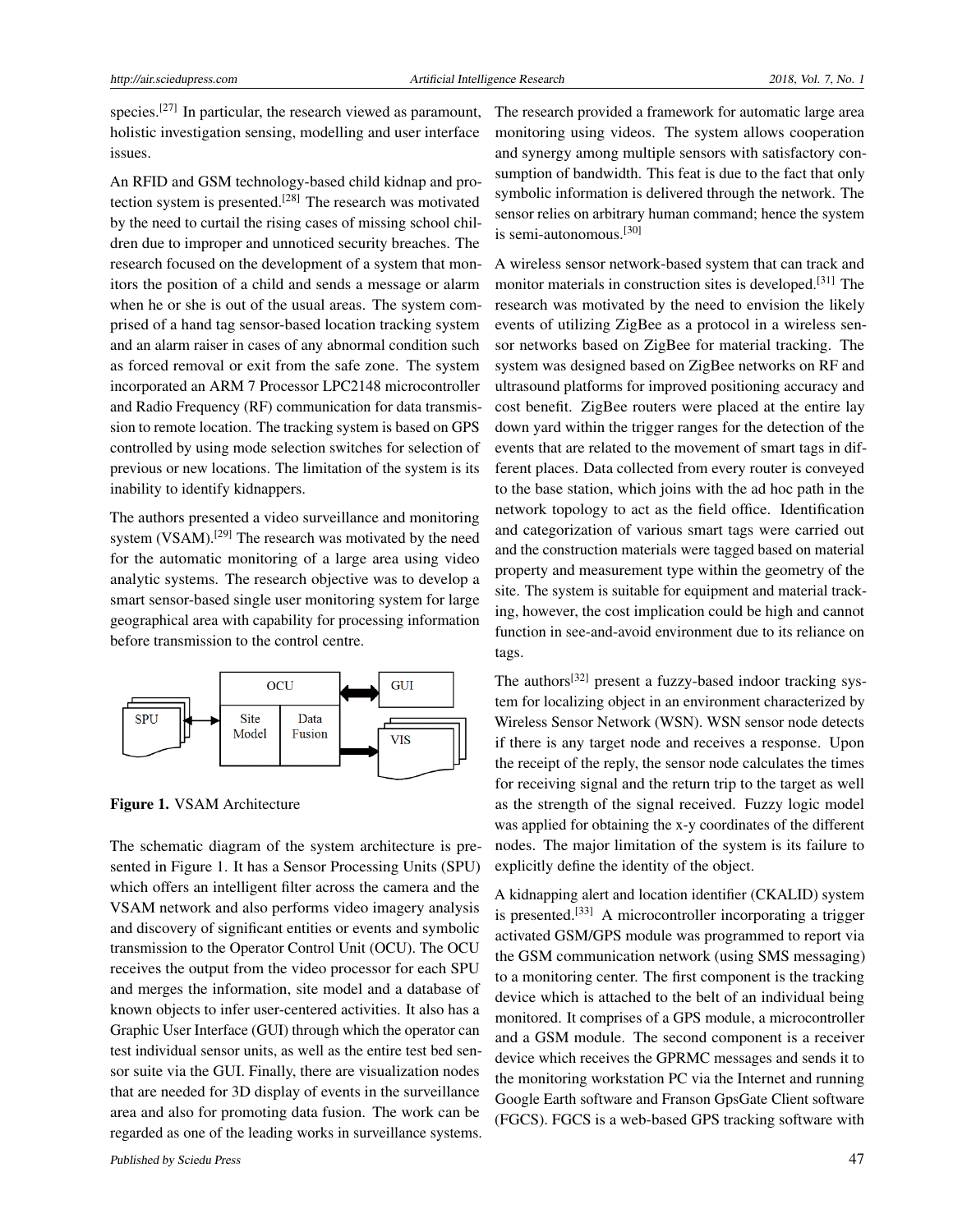species.[27] In particular, the research viewed as paramount, holistic investigation sensing, modelling and user interface issues.

An RFID and GSM technology-based child kidnap and protection system is presented.[28] The research was motivated by the need to curtail the rising cases of missing school children due to improper and unnoticed security breaches. The research focused on the development of a system that monitors the position of a child and sends a message or alarm when he or she is out of the usual areas. The system comprised of a hand tag sensor-based location tracking system and an alarm raiser in cases of any abnormal condition such as forced removal or exit from the safe zone. The system incorporated an ARM 7 Processor LPC2148 microcontroller and Radio Frequency (RF) communication for data transmission to remote location. The tracking system is based on GPS controlled by using mode selection switches for selection of previous or new locations. The limitation of the system is its inability to identify kidnappers.

The authors presented a video surveillance and monitoring system (VSAM).[29] The research was motivated by the need for the automatic monitoring of a large area using video analytic systems. The research objective was to develop a smart sensor-based single user monitoring system for large geographical area with capability for processing information before transmission to the control centre.

**Figure 1.** VSAM Architecture

The schematic diagram of the system architecture is presented in Figure 1. It has a Sensor Processing Units (SPU) which offers an intelligent filter across the camera and the VSAM network and also performs video imagery analysis and discovery of significant entities or events and symbolic transmission to the Operator Control Unit (OCU). The OCU receives the output from the video processor for each SPU and merges the information, site model and a database of known objects to infer user-centered activities. It also has a Graphic User Interface (GUI) through which the operator can test individual sensor units, as well as the entire test bed sensor suite via the GUI. Finally, there are visualization nodes that are needed for 3D display of events in the surveillance area and also for promoting data fusion. The work can be regarded as one of the leading works in surveillance systems. The research provided a framework for automatic large area monitoring using videos. The system allows cooperation and synergy among multiple sensors with satisfactory consumption of bandwidth. This feat is due to the fact that only symbolic information is delivered through the network. The sensor relies on arbitrary human command; hence the system is semi-autonomous.[30]

A wireless sensor network-based system that can track and monitor materials in construction sites is developed.[31] The research was motivated by the need to envision the likely events of utilizing ZigBee as a protocol in a wireless sensor networks based on ZigBee for material tracking. The system was designed based on ZigBee networks on RF and ultrasound platforms for improved positioning accuracy and cost benefit. ZigBee routers were placed at the entire lay down yard within the trigger ranges for the detection of the events that are related to the movement of smart tags in different places. Data collected from every router is conveyed to the base station, which joins with the ad hoc path in the network topology to act as the field office. Identification and categorization of various smart tags were carried out and the construction materials were tagged based on material property and measurement type within the geometry of the site. The system is suitable for equipment and material tracking, however, the cost implication could be high and cannot function in see-and-avoid environment due to its reliance on tags.

The authors[32] present a fuzzy-based indoor tracking system for localizing object in an environment characterized by Wireless Sensor Network (WSN). WSN sensor node detects if there is any target node and receives a response. Upon the receipt of the reply, the sensor node calculates the times for receiving signal and the return trip to the target as well as the strength of the signal received. Fuzzy logic model was applied for obtaining the x-y coordinates of the different nodes. The major limitation of the system is its failure to explicitly define the identity of the object.

A kidnapping alert and location identifier (CKALID) system is presented.[33] A microcontroller incorporating a trigger activated GSM/GPS module was programmed to report via the GSM communication network (using SMS messaging) to a monitoring center. The first component is the tracking device which is attached to the belt of an individual being monitored. It comprises of a GPS module, a microcontroller and a GSM module. The second component is a receiver device which receives the GPRMC messages and sends it to the monitoring workstation PC via the Internet and running Google Earth software and Franson GpsGate Client software (FGCS). FGCS is a web-based GPS tracking software with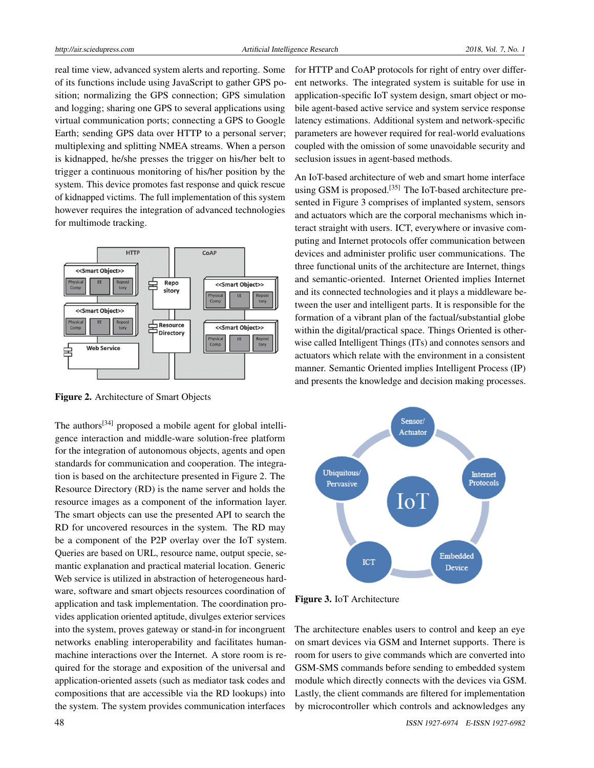real time view, advanced system alerts and reporting. Some of its functions include using JavaScript to gather GPS position; normalizing the GPS connection; GPS simulation and logging; sharing one GPS to several applications using virtual communication ports; connecting a GPS to Google Earth; sending GPS data over HTTP to a personal server; multiplexing and splitting NMEA streams. When a person is kidnapped, he/she presses the trigger on his/her belt to trigger a continuous monitoring of his/her position by the system. This device promotes fast response and quick rescue of kidnapped victims. The full implementation of this system however requires the integration of advanced technologies for multimode tracking.

**Figure 2.** Architecture of Smart Objects

The authors[34] proposed a mobile agent for global intelligence interaction and middle-ware solution-free platform for the integration of autonomous objects, agents and open standards for communication and cooperation. The integration is based on the architecture presented in Figure 2. The Resource Directory (RD) is the name server and holds the resource images as a component of the information layer. The smart objects can use the presented API to search the RD for uncovered resources in the system. The RD may be a component of the P2P overlay over the IoT system. Queries are based on URL, resource name, output specie, semantic explanation and practical material location. Generic Web service is utilized in abstraction of heterogeneous hardware, software and smart objects resources coordination of application and task implementation. The coordination provides application oriented aptitude, divulges exterior services into the system, proves gateway or stand-in for incongruent networks enabling interoperability and facilitates human-machine interactions over the Internet. A store room is required for the storage and exposition of the universal and application-oriented assets (such as mediator task codes and compositions that are accessible via the RD lookups) into the system. The system provides communication interfaces for HTTP and CoAP protocols for right of entry over different networks. The integrated system is suitable for use in application-specific IoT system design, smart object or mobile agent-based active service and system service response latency estimations. Additional system and network-specific parameters are however required for real-world evaluations coupled with the omission of some unavoidable security and seclusion issues in agent-based methods.

An IoT-based architecture of web and smart home interface using GSM is proposed.[35] The IoT-based architecture presented in Figure 3 comprises of implanted system, sensors and actuators which are the corporal mechanisms which interact straight with users. ICT, everywhere or invasive computing and Internet protocols offer communication between devices and administer prolific user communications. The three functional units of the architecture are Internet, things and semantic-oriented. Internet Oriented implies Internet and its connected technologies and it plays a middleware between the user and intelligent parts. It is responsible for the formation of a vibrant plan of the factual/substantial globe within the digital/practical space. Things Oriented is otherwise called Intelligent Things (ITs) and connotes sensors and actuators which relate with the environment in a consistent manner. Semantic Oriented implies Intelligent Process (IP) and presents the knowledge and decision making processes.

**Figure 3.** IoT Architecture

The architecture enables users to control and keep an eye on smart devices via GSM and Internet supports. There is room for users to give commands which are converted into GSM-SMS commands before sending to embedded system module which directly connects with the devices via GSM. Lastly, the client commands are filtered for implementation by microcontroller which controls and acknowledges any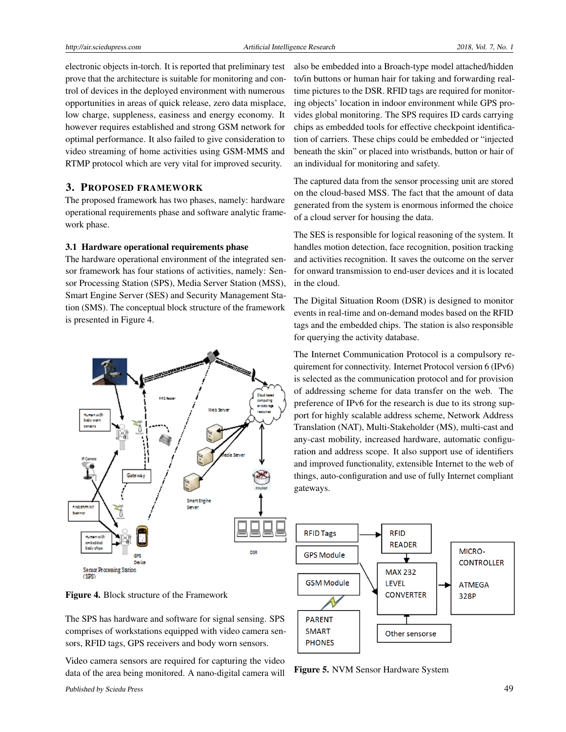electronic objects in-torch. It is reported that preliminary test prove that the architecture is suitable for monitoring and control of devices in the deployed environment with numerous opportunities in areas of quick release, zero data misplace, low charge, suppleness, easiness and energy economy. It however requires established and strong GSM network for optimal performance. It also failed to give consideration to video streaming of home activities using GSM-MMS and RTMP protocol which are very vital for improved security.

## 3. Proposed Framework

The proposed framework has two phases, namely: hardware operational requirements phase and software analytic framework phase.

### 3.1 Hardware operational requirements phase

The hardware operational environment of the integrated sensor framework has four stations of activities, namely: Sensor Processing Station (SPS), Media Server Station (MSS), Smart Engine Server (SES) and Security Management Station (SMS). The conceptual block structure of the framework is presented in Figure 4.

**Figure 4.** Block structure of the Framework

The SPS has hardware and software for signal sensing. SPS comprises of workstations equipped with video camera sensors, RFID tags, GPS receivers and body worn sensors.

Video camera sensors are required for capturing the video data of the area being monitored. A nano-digital camera will also be embedded into a Broach-type model attached/hidden to/in buttons or human hair for taking and forwarding real-time pictures to the DSR. RFID tags are required for monitoring objects' location in indoor environment while GPS provides global monitoring. The SPS requires ID cards carrying chips as embedded tools for effective checkpoint identification of carriers. These chips could be embedded or "injected beneath the skin" or placed into wristbands, button or hair of an individual for monitoring and safety.

The captured data from the sensor processing unit are stored on the cloud-based MSS. The fact that the amount of data generated from the system is enormous informed the choice of a cloud server for housing the data.

The SES is responsible for logical reasoning of the system. It handles motion detection, face recognition, position tracking and activities recognition. It saves the outcome on the server for onward transmission to end-user devices and it is located in the cloud.

The Digital Situation Room (DSR) is designed to monitor events in real-time and on-demand modes based on the RFID tags and the embedded chips. The station is also responsible for querying the activity database.

The Internet Communication Protocol is a compulsory requirement for connectivity. Internet Protocol version 6 (IPv6) is selected as the communication protocol and for provision of addressing scheme for data transfer on the web. The preference of IPv6 for the research is due to its strong support for highly scalable address scheme, Network Address Translation (NAT), Multi-Stakeholder (MS), multi-cast and any-cast mobility, increased hardware, automatic configuration and address scope. It also support use of identifiers and improved functionality, extensible Internet to the web of things, auto-configuration and use of fully Internet compliant gateways.

**Figure 5.** NVM Sensor Hardware System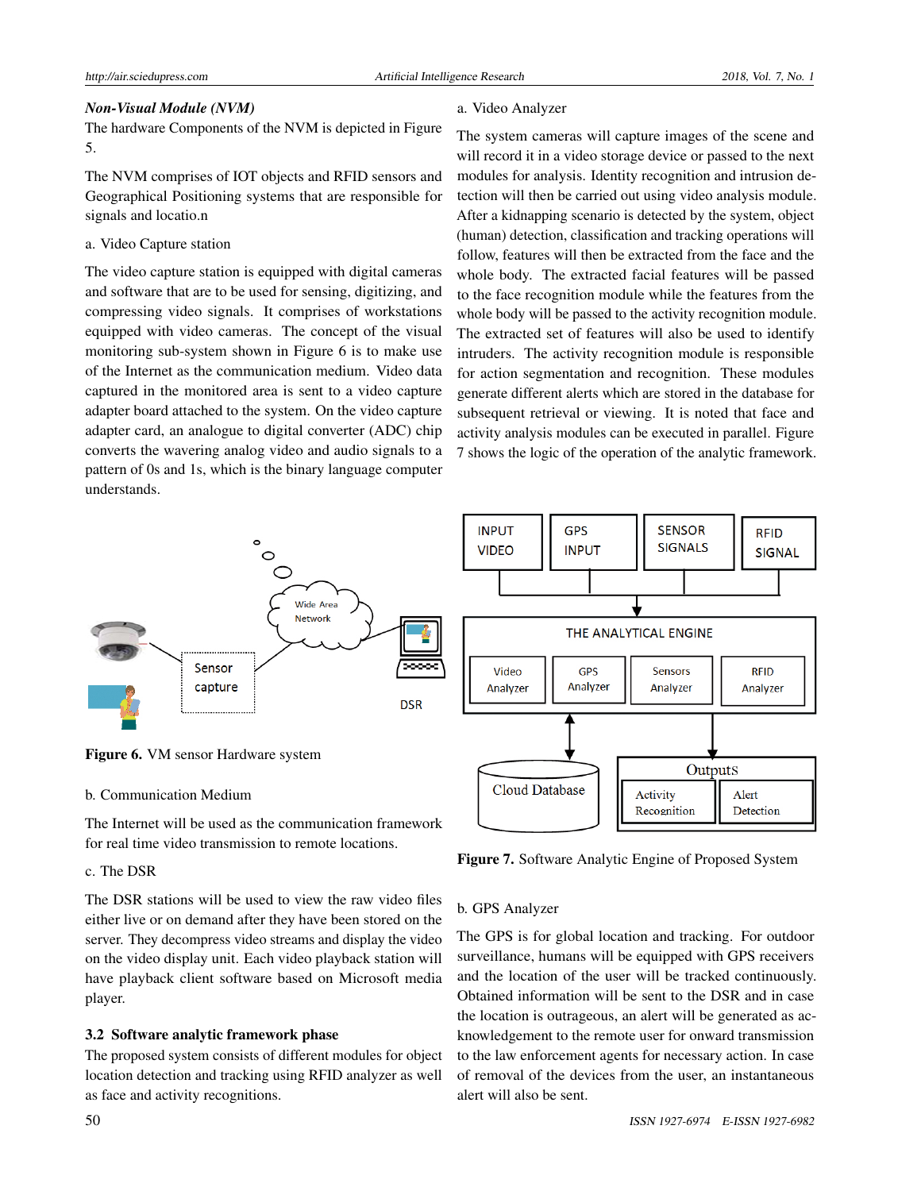***Non-Visual Module (NVM)***

The hardware Components of the NVM is depicted in Figure 5.

The NVM comprises of IOT objects and RFID sensors and Geographical Positioning systems that are responsible for signals and locatio.n

a. Video Capture station

The video capture station is equipped with digital cameras and software that are to be used for sensing, digitizing, and compressing video signals. It comprises of workstations equipped with video cameras. The concept of the visual monitoring sub-system shown in Figure 6 is to make use of the Internet as the communication medium. Video data captured in the monitored area is sent to a video capture adapter board attached to the system. On the video capture adapter card, an analogue to digital converter (ADC) chip converts the wavering analog video and audio signals to a pattern of 0s and 1s, which is the binary language computer understands.

**Figure 6.** VM sensor Hardware system

b. Communication Medium

The Internet will be used as the communication framework for real time video transmission to remote locations.

c. The DSR

The DSR stations will be used to view the raw video files either live or on demand after they have been stored on the server. They decompress video streams and display the video on the video display unit. Each video playback station will have playback client software based on Microsoft media player.

### 3.2 Software analytic framework phase

The proposed system consists of different modules for object location detection and tracking using RFID analyzer as well as face and activity recognitions.

a. Video Analyzer

The system cameras will capture images of the scene and will record it in a video storage device or passed to the next modules for analysis. Identity recognition and intrusion detection will then be carried out using video analysis module. After a kidnapping scenario is detected by the system, object (human) detection, classification and tracking operations will follow, features will then be extracted from the face and the whole body. The extracted facial features will be passed to the face recognition module while the features from the whole body will be passed to the activity recognition module. The extracted set of features will also be used to identify intruders. The activity recognition module is responsible for action segmentation and recognition. These modules generate different alerts which are stored in the database for subsequent retrieval or viewing. It is noted that face and activity analysis modules can be executed in parallel. Figure 7 shows the logic of the operation of the analytic framework.

**Figure 7.** Software Analytic Engine of Proposed System

b. GPS Analyzer

The GPS is for global location and tracking. For outdoor surveillance, humans will be equipped with GPS receivers and the location of the user will be tracked continuously. Obtained information will be sent to the DSR and in case the location is outrageous, an alert will be generated as acknowledgement to the remote user for onward transmission to the law enforcement agents for necessary action. In case of removal of the devices from the user, an instantaneous alert will also be sent.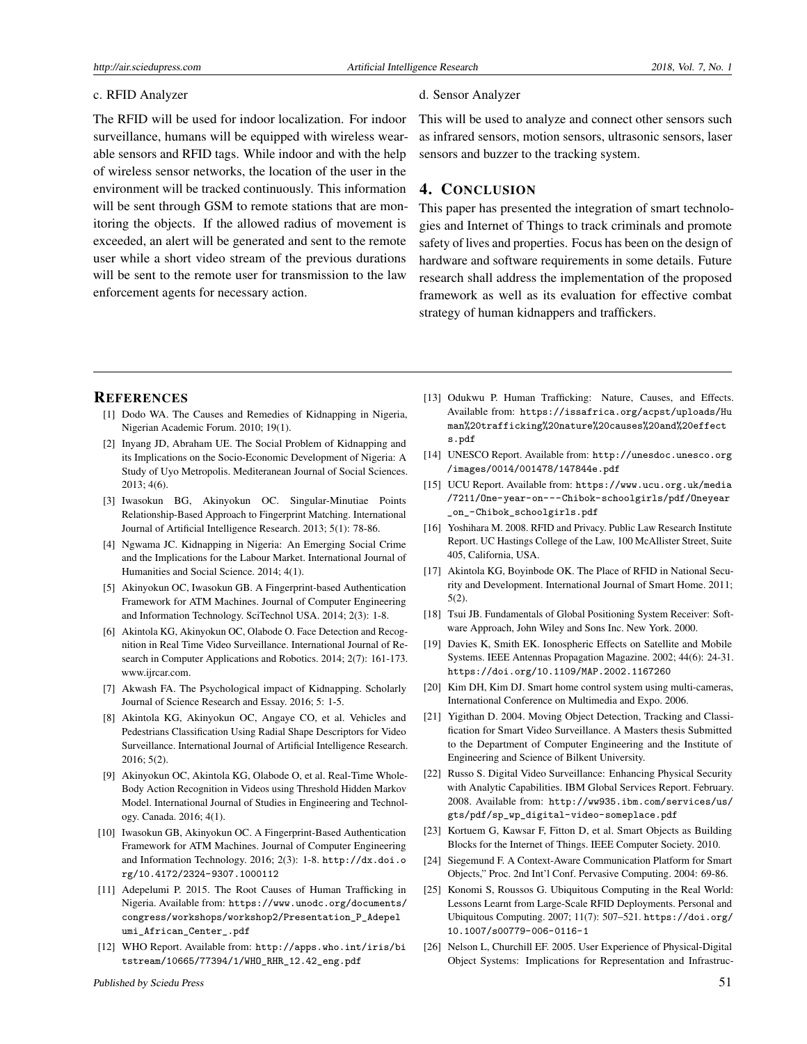c. RFID Analyzer

The RFID will be used for indoor localization. For indoor surveillance, humans will be equipped with wireless wearable sensors and RFID tags. While indoor and with the help of wireless sensor networks, the location of the user in the environment will be tracked continuously. This information will be sent through GSM to remote stations that are monitoring the objects. If the allowed radius of movement is exceeded, an alert will be generated and sent to the remote user while a short video stream of the previous durations will be sent to the remote user for transmission to the law enforcement agents for necessary action.

d. Sensor Analyzer

This will be used to analyze and connect other sensors such as infrared sensors, motion sensors, ultrasonic sensors, laser sensors and buzzer to the tracking system.

## 4. Conclusion

This paper has presented the integration of smart technologies and Internet of Things to track criminals and promote safety of lives and properties. Focus has been on the design of hardware and software requirements in some details. Future research shall address the implementation of the proposed framework as well as its evaluation for effective combat strategy of human kidnappers and traffickers.

## References

[1] Dodo WA. The Causes and Remedies of Kidnapping in Nigeria, Nigerian Academic Forum. 2010; 19(1).

[2] Inyang JD, Abraham UE. The Social Problem of Kidnapping and its Implications on the Socio-Economic Development of Nigeria: A Study of Uyo Metropolis. Mediteranean Journal of Social Sciences. 2013; 4(6).

[3] Iwasokun BG, Akinyokun OC. Singular-Minutiae Points Relationship-Based Approach to Fingerprint Matching. International Journal of Artificial Intelligence Research. 2013; 5(1): 78-86.

[4] Ngwama JC. Kidnapping in Nigeria: An Emerging Social Crime and the Implications for the Labour Market. International Journal of Humanities and Social Science. 2014; 4(1).

[5] Akinyokun OC, Iwasokun GB. A Fingerprint-based Authentication Framework for ATM Machines. Journal of Computer Engineering and Information Technology. SciTechnol USA. 2014; 2(3): 1-8.

[6] Akintola KG, Akinyokun OC, Olabode O. Face Detection and Recognition in Real Time Video Surveillance. International Journal of Research in Computer Applications and Robotics. 2014; 2(7): 161-173. www.ijrcar.com.

[7] Akwash FA. The Psychological impact of Kidnapping. Scholarly Journal of Science Research and Essay. 2016; 5: 1-5.

[8] Akintola KG, Akinyokun OC, Angaye CO, et al. Vehicles and Pedestrians Classification Using Radial Shape Descriptors for Video Surveillance. International Journal of Artificial Intelligence Research. 2016; 5(2).

[9] Akinyokun OC, Akintola KG, Olabode O, et al. Real-Time Whole-Body Action Recognition in Videos using Threshold Hidden Markov Model. International Journal of Studies in Engineering and Technology. Canada. 2016; 4(1).

[10] Iwasokun GB, Akinyokun OC. A Fingerprint-Based Authentication Framework for ATM Machines. Journal of Computer Engineering and Information Technology. 2016; 2(3): 1-8. http://dx.doi.org/10.4172/2324-9307.1000112

[11] Adepelumi P. 2015. The Root Causes of Human Trafficking in Nigeria. Available from: https://www.unodc.org/documents/congress/workshops/workshop2/Presentation_P_Adepelumi_African_Center_.pdf

[12] WHO Report. Available from: http://apps.who.int/iris/bitstream/10665/77394/1/WHO_RHR_12.42_eng.pdf

[13] Odukwu P. Human Trafficking: Nature, Causes, and Effects. Available from: https://issafrica.org/acpst/uploads/Human%20trafficking%20nature%20causes%20and%20effects.pdf

[14] UNESCO Report. Available from: http://unesdoc.unesco.org/images/0014/001478/147844e.pdf

[15] UCU Report. Available from: https://www.ucu.org.uk/media/7211/One-year-on---Chibok-schoolgirls/pdf/Oneyear_on_-Chibok_schoolgirls.pdf

[16] Yoshihara M. 2008. RFID and Privacy. Public Law Research Institute Report. UC Hastings College of the Law, 100 McAllister Street, Suite 405, California, USA.

[17] Akintola KG, Boyinbode OK. The Place of RFID in National Security and Development. International Journal of Smart Home. 2011; 5(2).

[18] Tsui JB. Fundamentals of Global Positioning System Receiver: Software Approach, John Wiley and Sons Inc. New York. 2000.

[19] Davies K, Smith EK. Ionospheric Effects on Satellite and Mobile Systems. IEEE Antennas Propagation Magazine. 2002; 44(6): 24-31. https://doi.org/10.1109/MAP.2002.1167260

[20] Kim DH, Kim DJ. Smart home control system using multi-cameras, International Conference on Multimedia and Expo. 2006.

[21] Yigithan D. 2004. Moving Object Detection, Tracking and Classification for Smart Video Surveillance. A Masters thesis Submitted to the Department of Computer Engineering and the Institute of Engineering and Science of Bilkent University.

[22] Russo S. Digital Video Surveillance: Enhancing Physical Security with Analytic Capabilities. IBM Global Services Report. February. 2008. Available from: http://ww935.ibm.com/services/us/gts/pdf/sp_wp_digital-video-someplace.pdf

[23] Kortuem G, Kawsar F, Fitton D, et al. Smart Objects as Building Blocks for the Internet of Things. IEEE Computer Society. 2010.

[24] Siegemund F. A Context-Aware Communication Platform for Smart Objects," Proc. 2nd Int'l Conf. Pervasive Computing. 2004: 69-86.

[25] Konomi S, Roussos G. Ubiquitous Computing in the Real World: Lessons Learnt from Large-Scale RFID Deployments. Personal and Ubiquitous Computing. 2007; 11(7): 507–521. https://doi.org/10.1007/s00779-006-0116-1

[26] Nelson L, Churchill EF. 2005. User Experience of Physical-Digital Object Systems: Implications for Representation and Infrastruc-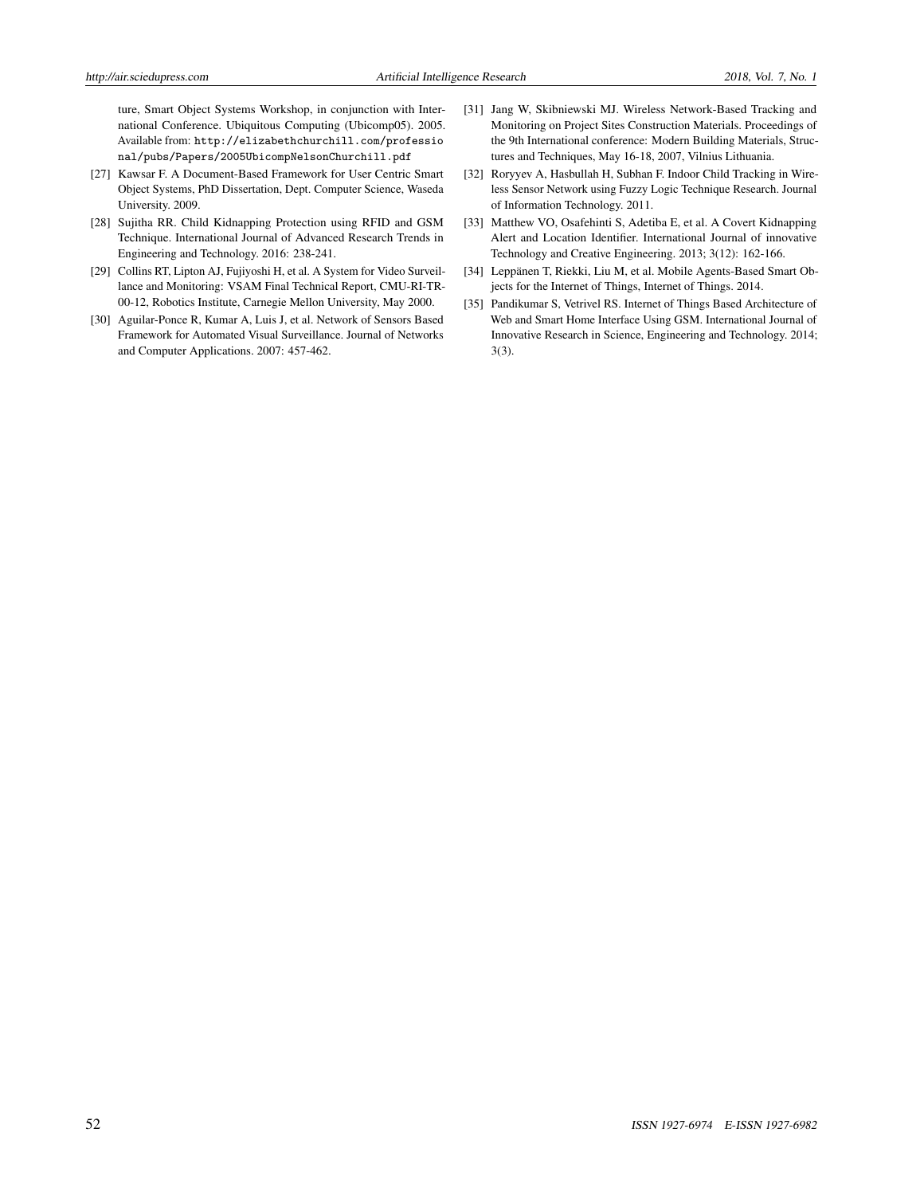ture, Smart Object Systems Workshop, in conjunction with International Conference. Ubiquitous Computing (Ubicomp05). 2005. Available from: http://elizabethchurchill.com/professional/pubs/Papers/2005UbicompNelsonChurchill.pdf

[27] Kawsar F. A Document-Based Framework for User Centric Smart Object Systems, PhD Dissertation, Dept. Computer Science, Waseda University. 2009.

[28] Sujitha RR. Child Kidnapping Protection using RFID and GSM Technique. International Journal of Advanced Research Trends in Engineering and Technology. 2016: 238-241.

[29] Collins RT, Lipton AJ, Fujiyoshi H, et al. A System for Video Surveillance and Monitoring: VSAM Final Technical Report, CMU-RI-TR-00-12, Robotics Institute, Carnegie Mellon University, May 2000.

[30] Aguilar-Ponce R, Kumar A, Luis J, et al. Network of Sensors Based Framework for Automated Visual Surveillance. Journal of Networks and Computer Applications. 2007: 457-462.

[31] Jang W, Skibniewski MJ. Wireless Network-Based Tracking and Monitoring on Project Sites Construction Materials. Proceedings of the 9th International conference: Modern Building Materials, Structures and Techniques, May 16-18, 2007, Vilnius Lithuania.

[32] Roryyev A, Hasbullah H, Subhan F. Indoor Child Tracking in Wireless Sensor Network using Fuzzy Logic Technique Research. Journal of Information Technology. 2011.

[33] Matthew VO, Osafehinti S, Adetiba E, et al. A Covert Kidnapping Alert and Location Identifier. International Journal of innovative Technology and Creative Engineering. 2013; 3(12): 162-166.

[34] Leppänen T, Riekki, Liu M, et al. Mobile Agents-Based Smart Objects for the Internet of Things, Internet of Things. 2014.

[35] Pandikumar S, Vetrivel RS. Internet of Things Based Architecture of Web and Smart Home Interface Using GSM. International Journal of Innovative Research in Science, Engineering and Technology. 2014; 3(3).